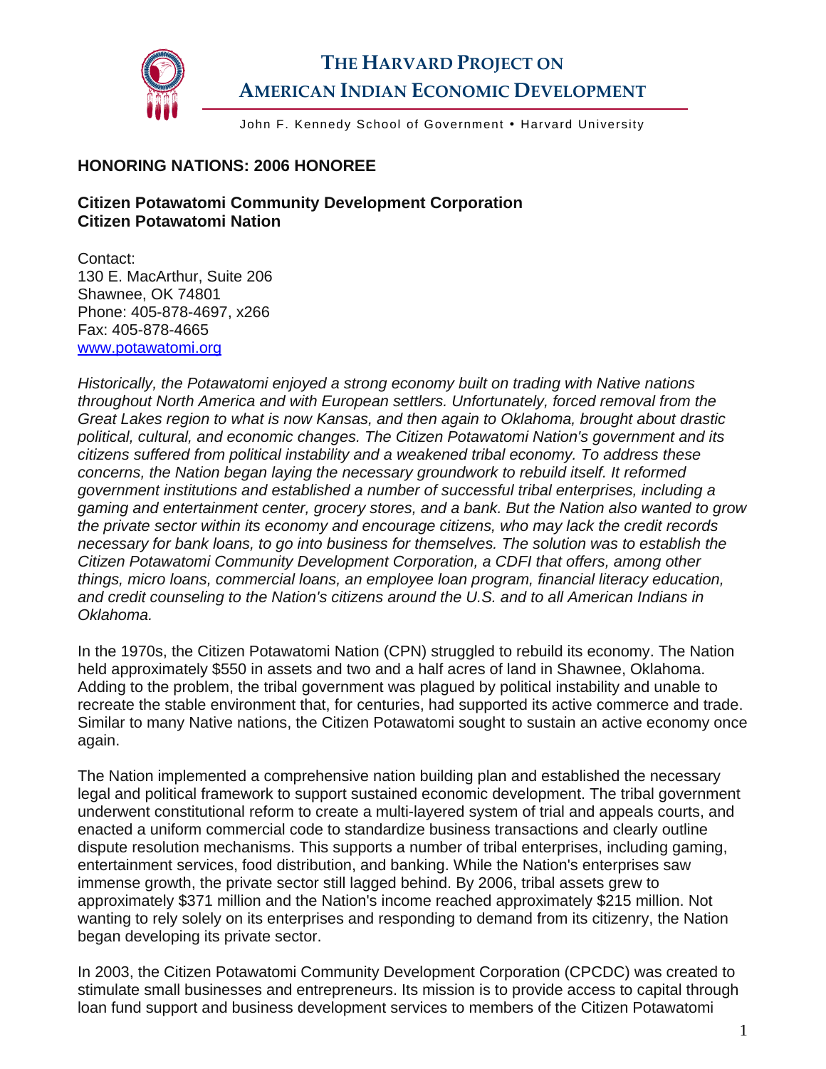# THE HARVARD PROJECT ON AMERICAN INDIAN ECONOMIC DEVELOPMENT

John F. Kennedy School of Government • Harvard University

## HONORING NATIONS: 2006 HONOREE

### Citizen Potawatomi Community Development Corporation
### Citizen Potawatomi Nation

Contact:
130 E. MacArthur, Suite 206
Shawnee, OK 74801
Phone: 405-878-4697, x266
Fax: 405-878-4665
www.potawatomi.org

*Historically, the Potawatomi enjoyed a strong economy built on trading with Native nations throughout North America and with European settlers. Unfortunately, forced removal from the Great Lakes region to what is now Kansas, and then again to Oklahoma, brought about drastic political, cultural, and economic changes. The Citizen Potawatomi Nation's government and its citizens suffered from political instability and a weakened tribal economy. To address these concerns, the Nation began laying the necessary groundwork to rebuild itself. It reformed government institutions and established a number of successful tribal enterprises, including a gaming and entertainment center, grocery stores, and a bank. But the Nation also wanted to grow the private sector within its economy and encourage citizens, who may lack the credit records necessary for bank loans, to go into business for themselves. The solution was to establish the Citizen Potawatomi Community Development Corporation, a CDFI that offers, among other things, micro loans, commercial loans, an employee loan program, financial literacy education, and credit counseling to the Nation's citizens around the U.S. and to all American Indians in Oklahoma.*

In the 1970s, the Citizen Potawatomi Nation (CPN) struggled to rebuild its economy. The Nation held approximately $550 in assets and two and a half acres of land in Shawnee, Oklahoma. Adding to the problem, the tribal government was plagued by political instability and unable to recreate the stable environment that, for centuries, had supported its active commerce and trade. Similar to many Native nations, the Citizen Potawatomi sought to sustain an active economy once again.

The Nation implemented a comprehensive nation building plan and established the necessary legal and political framework to support sustained economic development. The tribal government underwent constitutional reform to create a multi-layered system of trial and appeals courts, and enacted a uniform commercial code to standardize business transactions and clearly outline dispute resolution mechanisms. This supports a number of tribal enterprises, including gaming, entertainment services, food distribution, and banking. While the Nation's enterprises saw immense growth, the private sector still lagged behind. By 2006, tribal assets grew to approximately $371 million and the Nation's income reached approximately $215 million. Not wanting to rely solely on its enterprises and responding to demand from its citizenry, the Nation began developing its private sector.

In 2003, the Citizen Potawatomi Community Development Corporation (CPCDC) was created to stimulate small businesses and entrepreneurs. Its mission is to provide access to capital through loan fund support and business development services to members of the Citizen Potawatomi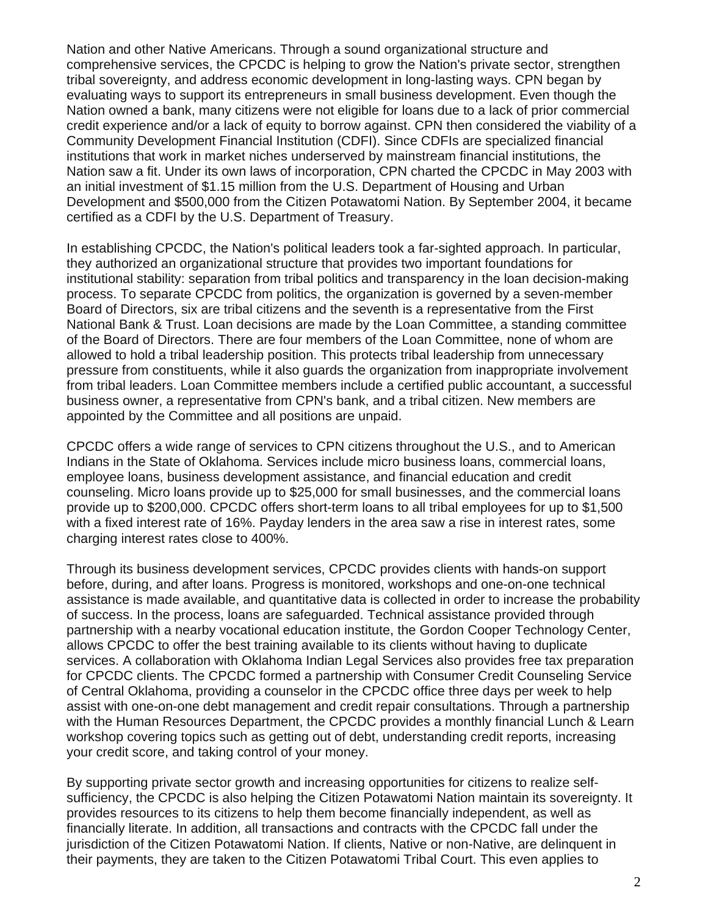Nation and other Native Americans. Through a sound organizational structure and comprehensive services, the CPCDC is helping to grow the Nation's private sector, strengthen tribal sovereignty, and address economic development in long-lasting ways. CPN began by evaluating ways to support its entrepreneurs in small business development. Even though the Nation owned a bank, many citizens were not eligible for loans due to a lack of prior commercial credit experience and/or a lack of equity to borrow against. CPN then considered the viability of a Community Development Financial Institution (CDFI). Since CDFIs are specialized financial institutions that work in market niches underserved by mainstream financial institutions, the Nation saw a fit. Under its own laws of incorporation, CPN charted the CPCDC in May 2003 with an initial investment of $1.15 million from the U.S. Department of Housing and Urban Development and $500,000 from the Citizen Potawatomi Nation. By September 2004, it became certified as a CDFI by the U.S. Department of Treasury.

In establishing CPCDC, the Nation's political leaders took a far-sighted approach. In particular, they authorized an organizational structure that provides two important foundations for institutional stability: separation from tribal politics and transparency in the loan decision-making process. To separate CPCDC from politics, the organization is governed by a seven-member Board of Directors, six are tribal citizens and the seventh is a representative from the First National Bank & Trust. Loan decisions are made by the Loan Committee, a standing committee of the Board of Directors. There are four members of the Loan Committee, none of whom are allowed to hold a tribal leadership position. This protects tribal leadership from unnecessary pressure from constituents, while it also guards the organization from inappropriate involvement from tribal leaders. Loan Committee members include a certified public accountant, a successful business owner, a representative from CPN's bank, and a tribal citizen. New members are appointed by the Committee and all positions are unpaid.

CPCDC offers a wide range of services to CPN citizens throughout the U.S., and to American Indians in the State of Oklahoma. Services include micro business loans, commercial loans, employee loans, business development assistance, and financial education and credit counseling. Micro loans provide up to $25,000 for small businesses, and the commercial loans provide up to $200,000. CPCDC offers short-term loans to all tribal employees for up to $1,500 with a fixed interest rate of 16%. Payday lenders in the area saw a rise in interest rates, some charging interest rates close to 400%.

Through its business development services, CPCDC provides clients with hands-on support before, during, and after loans. Progress is monitored, workshops and one-on-one technical assistance is made available, and quantitative data is collected in order to increase the probability of success. In the process, loans are safeguarded. Technical assistance provided through partnership with a nearby vocational education institute, the Gordon Cooper Technology Center, allows CPCDC to offer the best training available to its clients without having to duplicate services. A collaboration with Oklahoma Indian Legal Services also provides free tax preparation for CPCDC clients. The CPCDC formed a partnership with Consumer Credit Counseling Service of Central Oklahoma, providing a counselor in the CPCDC office three days per week to help assist with one-on-one debt management and credit repair consultations. Through a partnership with the Human Resources Department, the CPCDC provides a monthly financial Lunch & Learn workshop covering topics such as getting out of debt, understanding credit reports, increasing your credit score, and taking control of your money.

By supporting private sector growth and increasing opportunities for citizens to realize self-sufficiency, the CPCDC is also helping the Citizen Potawatomi Nation maintain its sovereignty. It provides resources to its citizens to help them become financially independent, as well as financially literate. In addition, all transactions and contracts with the CPCDC fall under the jurisdiction of the Citizen Potawatomi Nation. If clients, Native or non-Native, are delinquent in their payments, they are taken to the Citizen Potawatomi Tribal Court. This even applies to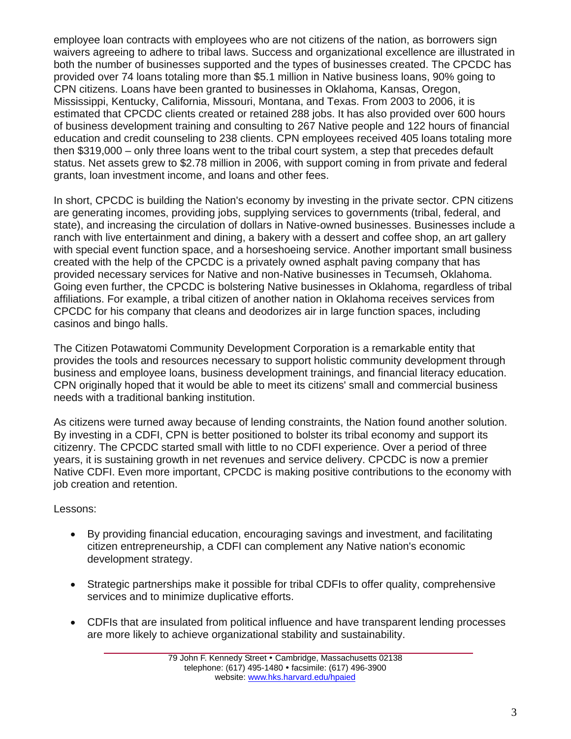employee loan contracts with employees who are not citizens of the nation, as borrowers sign waivers agreeing to adhere to tribal laws. Success and organizational excellence are illustrated in both the number of businesses supported and the types of businesses created. The CPCDC has provided over 74 loans totaling more than $5.1 million in Native business loans, 90% going to CPN citizens. Loans have been granted to businesses in Oklahoma, Kansas, Oregon, Mississippi, Kentucky, California, Missouri, Montana, and Texas. From 2003 to 2006, it is estimated that CPCDC clients created or retained 288 jobs. It has also provided over 600 hours of business development training and consulting to 267 Native people and 122 hours of financial education and credit counseling to 238 clients. CPN employees received 405 loans totaling more then $319,000 – only three loans went to the tribal court system, a step that precedes default status. Net assets grew to $2.78 million in 2006, with support coming in from private and federal grants, loan investment income, and loans and other fees.

In short, CPCDC is building the Nation's economy by investing in the private sector. CPN citizens are generating incomes, providing jobs, supplying services to governments (tribal, federal, and state), and increasing the circulation of dollars in Native-owned businesses. Businesses include a ranch with live entertainment and dining, a bakery with a dessert and coffee shop, an art gallery with special event function space, and a horseshoeing service. Another important small business created with the help of the CPCDC is a privately owned asphalt paving company that has provided necessary services for Native and non-Native businesses in Tecumseh, Oklahoma. Going even further, the CPCDC is bolstering Native businesses in Oklahoma, regardless of tribal affiliations. For example, a tribal citizen of another nation in Oklahoma receives services from CPCDC for his company that cleans and deodorizes air in large function spaces, including casinos and bingo halls.

The Citizen Potawatomi Community Development Corporation is a remarkable entity that provides the tools and resources necessary to support holistic community development through business and employee loans, business development trainings, and financial literacy education. CPN originally hoped that it would be able to meet its citizens' small and commercial business needs with a traditional banking institution.

As citizens were turned away because of lending constraints, the Nation found another solution. By investing in a CDFI, CPN is better positioned to bolster its tribal economy and support its citizenry. The CPCDC started small with little to no CDFI experience. Over a period of three years, it is sustaining growth in net revenues and service delivery. CPCDC is now a premier Native CDFI. Even more important, CPCDC is making positive contributions to the economy with job creation and retention.

Lessons:

- By providing financial education, encouraging savings and investment, and facilitating citizen entrepreneurship, a CDFI can complement any Native nation's economic development strategy.
- Strategic partnerships make it possible for tribal CDFIs to offer quality, comprehensive services and to minimize duplicative efforts.
- CDFIs that are insulated from political influence and have transparent lending processes are more likely to achieve organizational stability and sustainability.